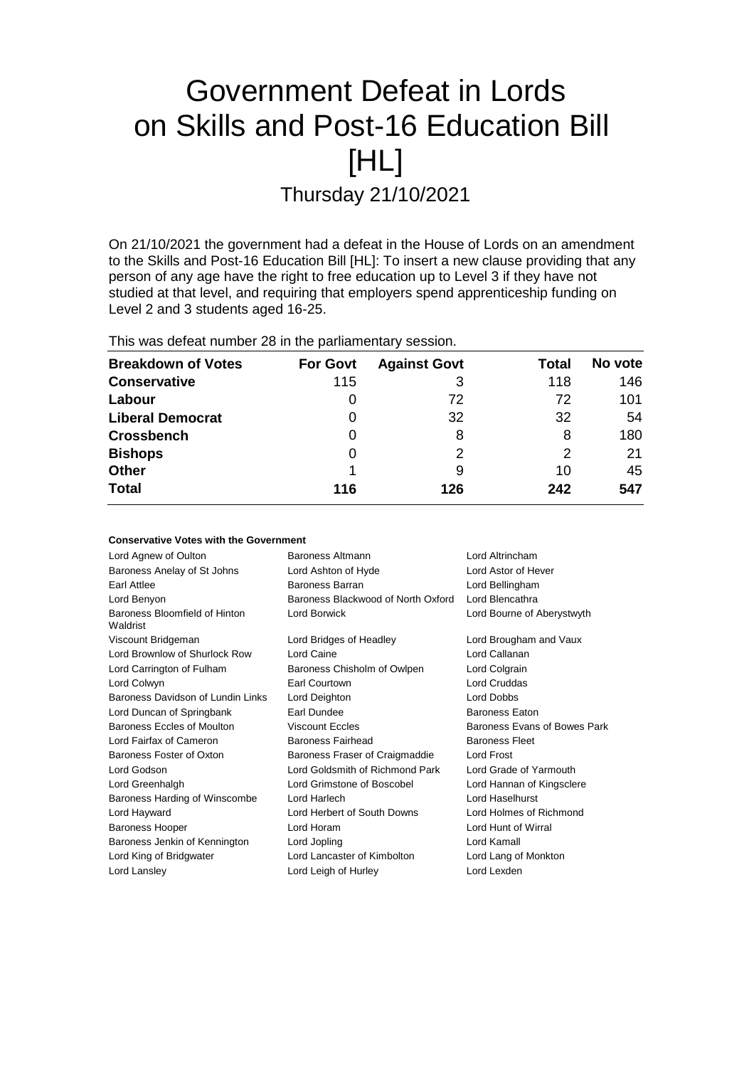# Government Defeat in Lords on Skills and Post-16 Education Bill [HL]

## Thursday 21/10/2021

On 21/10/2021 the government had a defeat in the House of Lords on an amendment to the Skills and Post-16 Education Bill [HL]: To insert a new clause providing that any person of any age have the right to free education up to Level 3 if they have not studied at that level, and requiring that employers spend apprenticeship funding on Level 2 and 3 students aged 16-25.

This was defeat number 28 in the parliamentary session.

| Breakdown of Votes | For Govt | Against Govt | Total | No vote |
|---|---|---|---|---|
| **Conservative** | 115 | 3 | 118 | 146 |
| **Labour** | 0 | 72 | 72 | 101 |
| **Liberal Democrat** | 0 | 32 | 32 | 54 |
| **Crossbench** | 0 | 8 | 8 | 180 |
| **Bishops** | 0 | 2 | 2 | 21 |
| **Other** | 1 | 9 | 10 | 45 |
| **Total** | **116** | **126** | **242** | **547** |

### Conservative Votes with the Government

| | | |
|---|---|---|
| Lord Agnew of Oulton | Baroness Altmann | Lord Altrincham |
| Baroness Anelay of St Johns | Lord Ashton of Hyde | Lord Astor of Hever |
| Earl Attlee | Baroness Barran | Lord Bellingham |
| Lord Benyon | Baroness Blackwood of North Oxford | Lord Blencathra |
| Baroness Bloomfield of Hinton Waldrist | Lord Borwick | Lord Bourne of Aberystwyth |
| Viscount Bridgeman | Lord Bridges of Headley | Lord Brougham and Vaux |
| Lord Brownlow of Shurlock Row | Lord Caine | Lord Callanan |
| Lord Carrington of Fulham | Baroness Chisholm of Owlpen | Lord Colgrain |
| Lord Colwyn | Earl Courtown | Lord Cruddas |
| Baroness Davidson of Lundin Links | Lord Deighton | Lord Dobbs |
| Lord Duncan of Springbank | Earl Dundee | Baroness Eaton |
| Baroness Eccles of Moulton | Viscount Eccles | Baroness Evans of Bowes Park |
| Lord Fairfax of Cameron | Baroness Fairhead | Baroness Fleet |
| Baroness Foster of Oxton | Baroness Fraser of Craigmaddie | Lord Frost |
| Lord Godson | Lord Goldsmith of Richmond Park | Lord Grade of Yarmouth |
| Lord Greenhalgh | Lord Grimstone of Boscobel | Lord Hannan of Kingsclere |
| Baroness Harding of Winscombe | Lord Harlech | Lord Haselhurst |
| Lord Hayward | Lord Herbert of South Downs | Lord Holmes of Richmond |
| Baroness Hooper | Lord Horam | Lord Hunt of Wirral |
| Baroness Jenkin of Kennington | Lord Jopling | Lord Kamall |
| Lord King of Bridgwater | Lord Lancaster of Kimbolton | Lord Lang of Monkton |
| Lord Lansley | Lord Leigh of Hurley | Lord Lexden |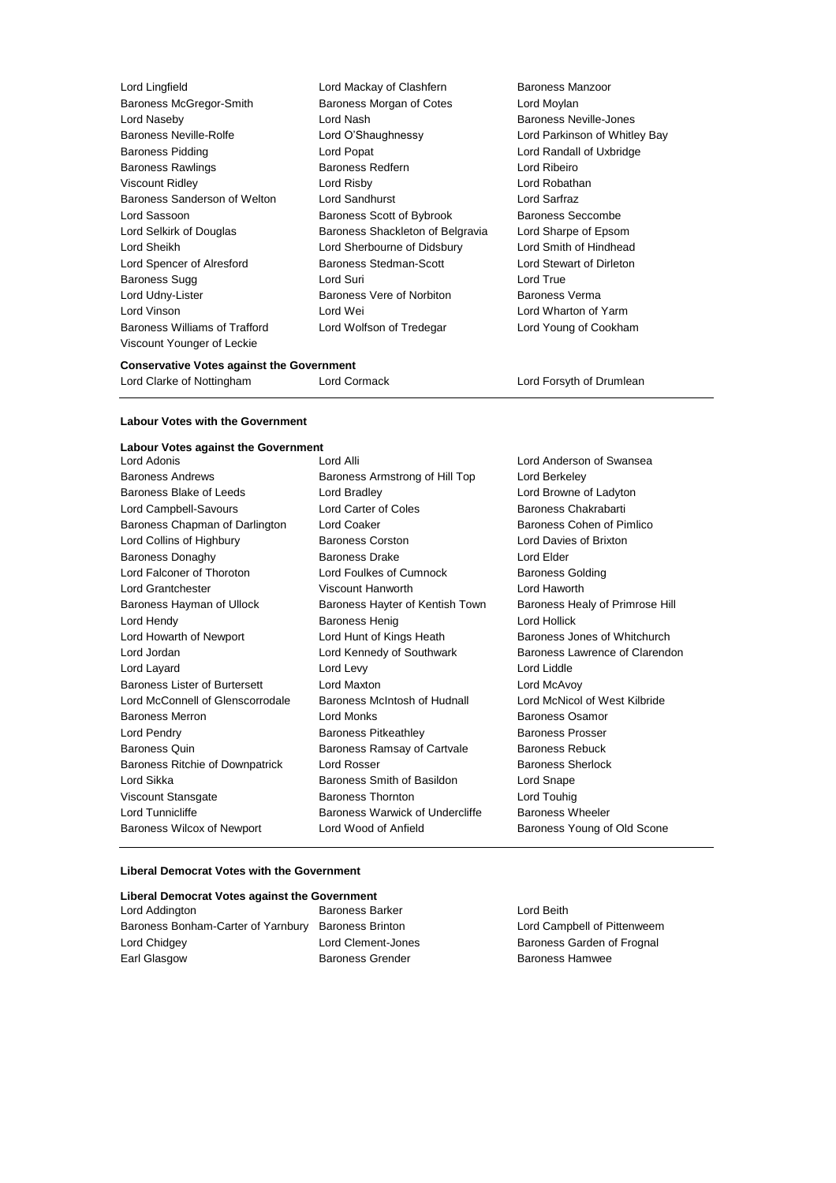Lord Lingfield
Lord Mackay of Clashfern
Baroness Manzoor
Baroness McGregor-Smith
Baroness Morgan of Cotes
Lord Moylan
Lord Naseby
Lord Nash
Baroness Neville-Jones
Baroness Neville-Rolfe
Lord O'Shaughnessy
Lord Parkinson of Whitley Bay
Baroness Pidding
Lord Popat
Lord Randall of Uxbridge
Baroness Rawlings
Baroness Redfern
Lord Ribeiro
Viscount Ridley
Lord Risby
Lord Robathan
Baroness Sanderson of Welton
Lord Sandhurst
Lord Sarfraz
Lord Sassoon
Baroness Scott of Bybrook
Baroness Seccombe
Lord Selkirk of Douglas
Baroness Shackleton of Belgravia
Lord Sharpe of Epsom
Lord Sheikh
Lord Sherbourne of Didsbury
Lord Smith of Hindhead
Lord Spencer of Alresford
Baroness Stedman-Scott
Lord Stewart of Dirleton
Baroness Sugg
Lord Suri
Lord True
Lord Udny-Lister
Baroness Vere of Norbiton
Baroness Verma
Lord Vinson
Lord Wei
Lord Wharton of Yarm
Baroness Williams of Trafford
Lord Wolfson of Tredegar
Lord Young of Cookham
Viscount Younger of Leckie

**Conservative Votes against the Government**

Lord Clarke of Nottingham
Lord Cormack
Lord Forsyth of Drumlean

**Labour Votes with the Government**

**Labour Votes against the Government**

Lord Adonis
Lord Alli
Lord Anderson of Swansea
Baroness Andrews
Baroness Armstrong of Hill Top
Lord Berkeley
Baroness Blake of Leeds
Lord Bradley
Lord Browne of Ladyton
Lord Campbell-Savours
Lord Carter of Coles
Baroness Chakrabarti
Baroness Chapman of Darlington
Lord Coaker
Baroness Cohen of Pimlico
Lord Collins of Highbury
Baroness Corston
Lord Davies of Brixton
Baroness Donaghy
Baroness Drake
Lord Elder
Lord Falconer of Thoroton
Lord Foulkes of Cumnock
Baroness Golding
Lord Grantchester
Viscount Hanworth
Lord Haworth
Baroness Hayman of Ullock
Baroness Hayter of Kentish Town
Baroness Healy of Primrose Hill
Lord Hendy
Baroness Henig
Lord Hollick
Lord Howarth of Newport
Lord Hunt of Kings Heath
Baroness Jones of Whitchurch
Lord Jordan
Lord Kennedy of Southwark
Baroness Lawrence of Clarendon
Lord Layard
Lord Levy
Lord Liddle
Baroness Lister of Burtersett
Lord Maxton
Lord McAvoy
Lord McConnell of Glenscorrodale
Baroness McIntosh of Hudnall
Lord McNicol of West Kilbride
Baroness Merron
Lord Monks
Baroness Osamor
Lord Pendry
Baroness Pitkeathley
Baroness Prosser
Baroness Quin
Baroness Ramsay of Cartvale
Baroness Rebuck
Baroness Ritchie of Downpatrick
Lord Rosser
Baroness Sherlock
Lord Sikka
Baroness Smith of Basildon
Lord Snape
Viscount Stansgate
Baroness Thornton
Lord Touhig
Lord Tunnicliffe
Baroness Warwick of Undercliffe
Baroness Wheeler
Baroness Wilcox of Newport
Lord Wood of Anfield
Baroness Young of Old Scone

**Liberal Democrat Votes with the Government**

**Liberal Democrat Votes against the Government**

Lord Addington
Baroness Barker
Lord Beith
Baroness Bonham-Carter of Yarnbury
Baroness Brinton
Lord Campbell of Pittenweem
Lord Chidgey
Lord Clement-Jones
Baroness Garden of Frognal
Earl Glasgow
Baroness Grender
Baroness Hamwee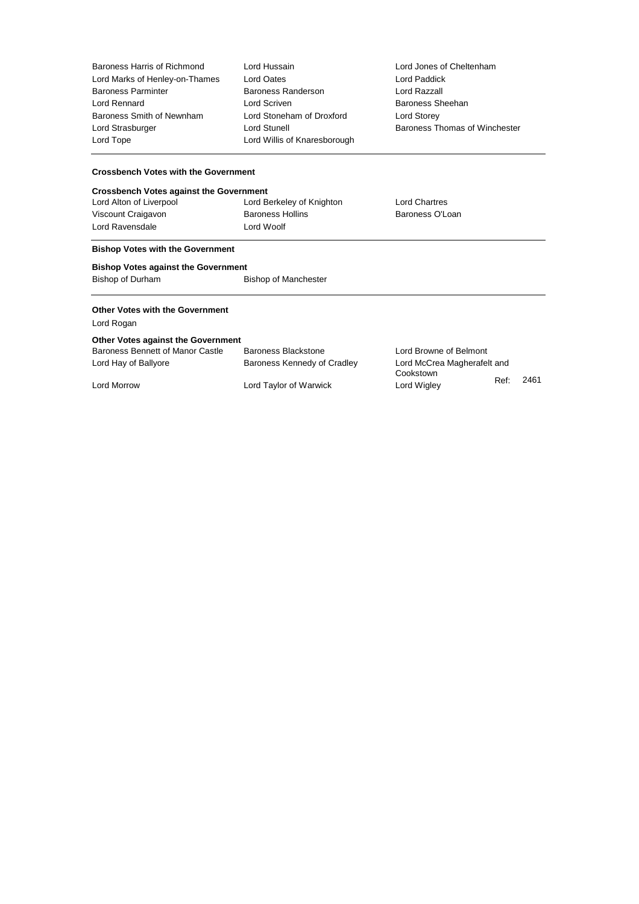Baroness Harris of Richmond, Lord Hussain, Lord Jones of Cheltenham, Lord Marks of Henley-on-Thames, Lord Oates, Lord Paddick, Baroness Parminter, Baroness Randerson, Lord Razzall, Lord Rennard, Lord Scriven, Baroness Sheehan, Baroness Smith of Newnham, Lord Stoneham of Droxford, Lord Storey, Lord Strasburger, Lord Stunell, Baroness Thomas of Winchester, Lord Tope, Lord Willis of Knaresborough

**Crossbench Votes with the Government**

**Crossbench Votes against the Government**

Lord Alton of Liverpool, Lord Berkeley of Knighton, Lord Chartres, Viscount Craigavon, Baroness Hollins, Baroness O'Loan, Lord Ravensdale, Lord Woolf

**Bishop Votes with the Government**

**Bishop Votes against the Government**

Bishop of Durham, Bishop of Manchester

**Other Votes with the Government**

Lord Rogan

**Other Votes against the Government**

Baroness Bennett of Manor Castle, Baroness Blackstone, Lord Browne of Belmont, Lord Hay of Ballyore, Baroness Kennedy of Cradley, Lord McCrea Magherafelt and Cookstown, Lord Morrow, Lord Taylor of Warwick, Lord Wigley

Ref: 2461